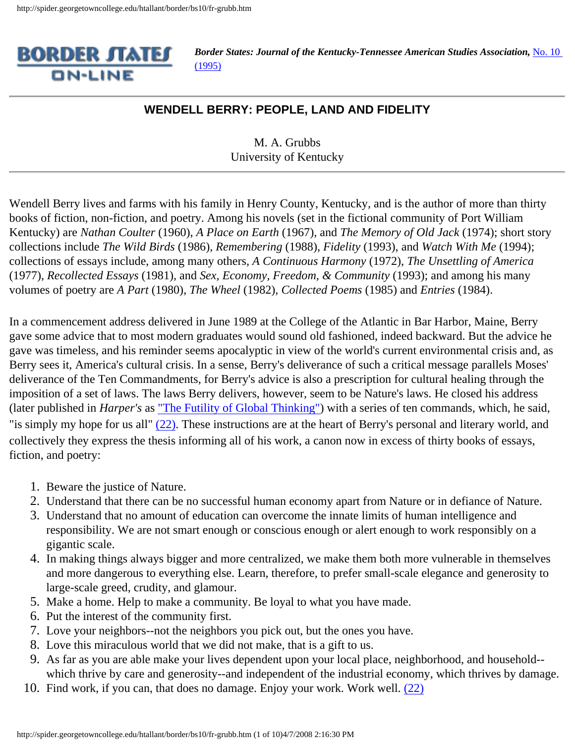**Border States: Journal of the Kentucky-Tennessee American Studies Association, No. 10 (1995)**

## WENDELL BERRY: PEOPLE, LAND AND FIDELITY

M. A. Grubbs
University of Kentucky

---

Wendell Berry lives and farms with his family in Henry County, Kentucky, and is the author of more than thirty books of fiction, non-fiction, and poetry. Among his novels (set in the fictional community of Port William Kentucky) are *Nathan Coulter* (1960), *A Place on Earth* (1967), and *The Memory of Old Jack* (1974); short story collections include *The Wild Birds* (1986), *Remembering* (1988), *Fidelity* (1993), and *Watch With Me* (1994); collections of essays include, among many others, *A Continuous Harmony* (1972), *The Unsettling of America* (1977), *Recollected Essays* (1981), and *Sex, Economy, Freedom, & Community* (1993); and among his many volumes of poetry are *A Part* (1980), *The Wheel* (1982), *Collected Poems* (1985) and *Entries* (1984).

In a commencement address delivered in June 1989 at the College of the Atlantic in Bar Harbor, Maine, Berry gave some advice that to most modern graduates would sound old fashioned, indeed backward. But the advice he gave was timeless, and his reminder seems apocalyptic in view of the world's current environmental crisis and, as Berry sees it, America's cultural crisis. In a sense, Berry's deliverance of such a critical message parallels Moses' deliverance of the Ten Commandments, for Berry's advice is also a prescription for cultural healing through the imposition of a set of laws. The laws Berry delivers, however, seem to be Nature's laws. He closed his address (later published in *Harper's* as "The Futility of Global Thinking") with a series of ten commands, which, he said, "is simply my hope for us all" (22). These instructions are at the heart of Berry's personal and literary world, and collectively they express the thesis informing all of his work, a canon now in excess of thirty books of essays, fiction, and poetry:

1. Beware the justice of Nature.
2. Understand that there can be no successful human economy apart from Nature or in defiance of Nature.
3. Understand that no amount of education can overcome the innate limits of human intelligence and responsibility. We are not smart enough or conscious enough or alert enough to work responsibly on a gigantic scale.
4. In making things always bigger and more centralized, we make them both more vulnerable in themselves and more dangerous to everything else. Learn, therefore, to prefer small-scale elegance and generosity to large-scale greed, crudity, and glamour.
5. Make a home. Help to make a community. Be loyal to what you have made.
6. Put the interest of the community first.
7. Love your neighbors--not the neighbors you pick out, but the ones you have.
8. Love this miraculous world that we did not make, that is a gift to us.
9. As far as you are able make your lives dependent upon your local place, neighborhood, and household--which thrive by care and generosity--and independent of the industrial economy, which thrives by damage.
10. Find work, if you can, that does no damage. Enjoy your work. Work well. (22)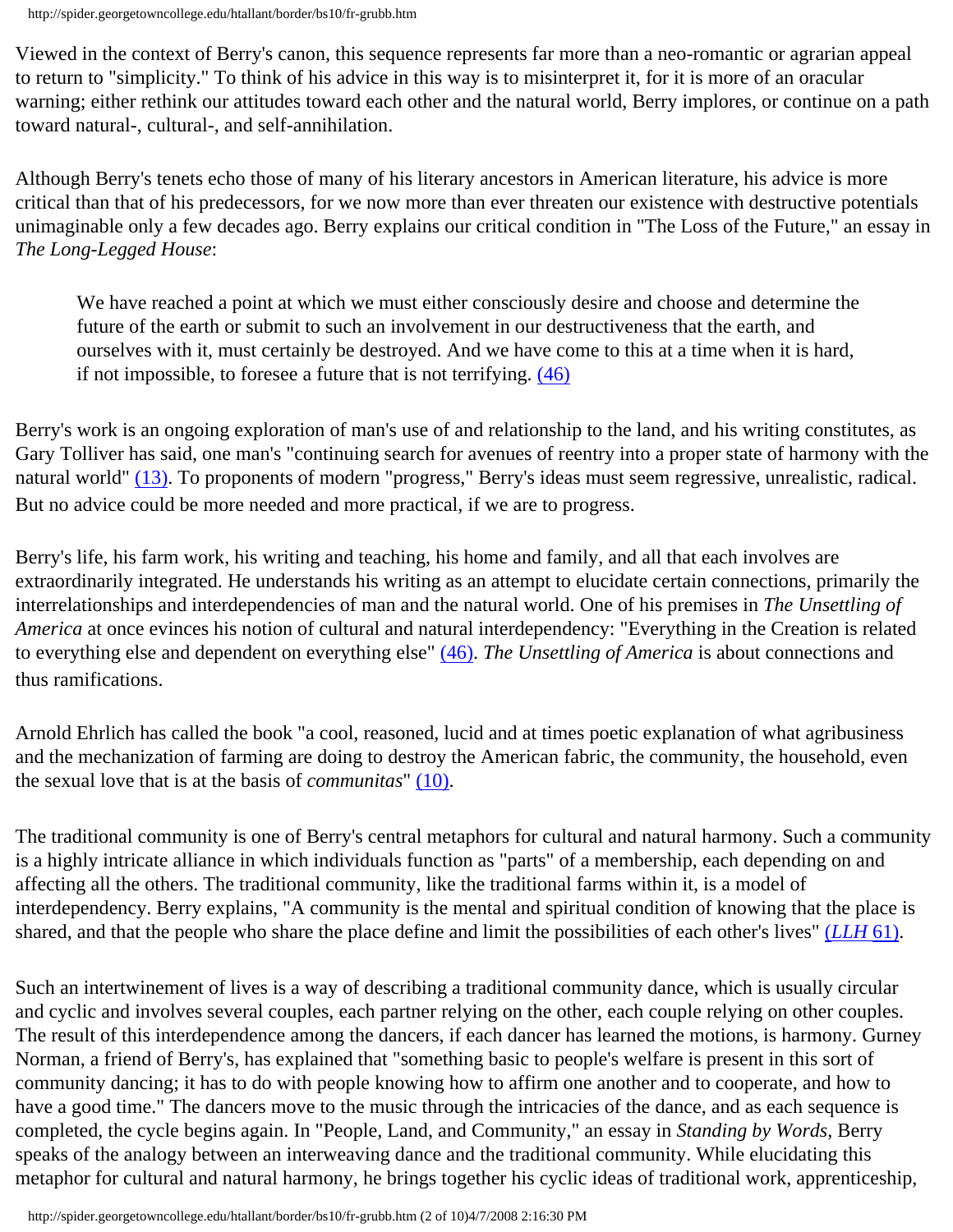Viewed in the context of Berry's canon, this sequence represents far more than a neo-romantic or agrarian appeal to return to "simplicity." To think of his advice in this way is to misinterpret it, for it is more of an oracular warning; either rethink our attitudes toward each other and the natural world, Berry implores, or continue on a path toward natural-, cultural-, and self-annihilation.

Although Berry's tenets echo those of many of his literary ancestors in American literature, his advice is more critical than that of his predecessors, for we now more than ever threaten our existence with destructive potentials unimaginable only a few decades ago. Berry explains our critical condition in "The Loss of the Future," an essay in *The Long-Legged House*:

> We have reached a point at which we must either consciously desire and choose and determine the future of the earth or submit to such an involvement in our destructiveness that the earth, and ourselves with it, must certainly be destroyed. And we have come to this at a time when it is hard, if not impossible, to foresee a future that is not terrifying. (46)

Berry's work is an ongoing exploration of man's use of and relationship to the land, and his writing constitutes, as Gary Tolliver has said, one man's "continuing search for avenues of reentry into a proper state of harmony with the natural world" (13). To proponents of modern "progress," Berry's ideas must seem regressive, unrealistic, radical. But no advice could be more needed and more practical, if we are to progress.

Berry's life, his farm work, his writing and teaching, his home and family, and all that each involves are extraordinarily integrated. He understands his writing as an attempt to elucidate certain connections, primarily the interrelationships and interdependencies of man and the natural world. One of his premises in *The Unsettling of America* at once evinces his notion of cultural and natural interdependency: "Everything in the Creation is related to everything else and dependent on everything else" (46). *The Unsettling of America* is about connections and thus ramifications.

Arnold Ehrlich has called the book "a cool, reasoned, lucid and at times poetic explanation of what agribusiness and the mechanization of farming are doing to destroy the American fabric, the community, the household, even the sexual love that is at the basis of *communitas*" (10).

The traditional community is one of Berry's central metaphors for cultural and natural harmony. Such a community is a highly intricate alliance in which individuals function as "parts" of a membership, each depending on and affecting all the others. The traditional community, like the traditional farms within it, is a model of interdependency. Berry explains, "A community is the mental and spiritual condition of knowing that the place is shared, and that the people who share the place define and limit the possibilities of each other's lives" (*LLH* 61).

Such an intertwinement of lives is a way of describing a traditional community dance, which is usually circular and cyclic and involves several couples, each partner relying on the other, each couple relying on other couples. The result of this interdependence among the dancers, if each dancer has learned the motions, is harmony. Gurney Norman, a friend of Berry's, has explained that "something basic to people's welfare is present in this sort of community dancing; it has to do with people knowing how to affirm one another and to cooperate, and how to have a good time." The dancers move to the music through the intricacies of the dance, and as each sequence is completed, the cycle begins again. In "People, Land, and Community," an essay in *Standing by Words*, Berry speaks of the analogy between an interweaving dance and the traditional community. While elucidating this metaphor for cultural and natural harmony, he brings together his cyclic ideas of traditional work, apprenticeship,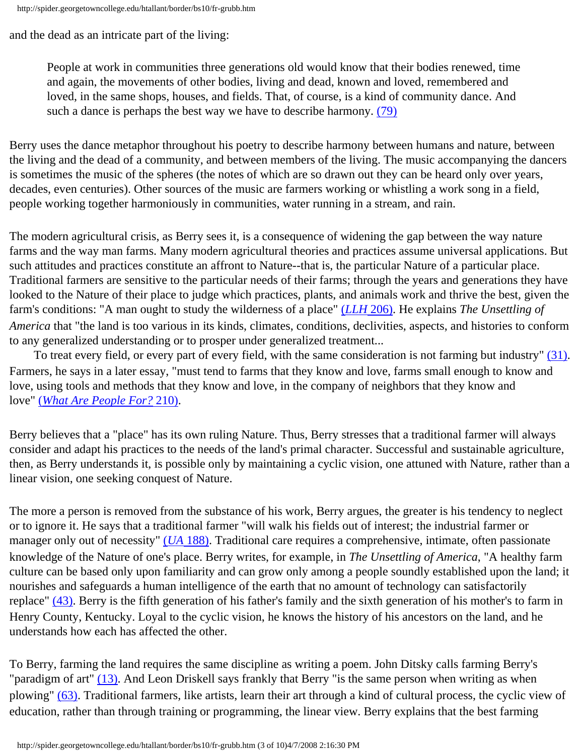and the dead as an intricate part of the living:

> People at work in communities three generations old would know that their bodies renewed, time and again, the movements of other bodies, living and dead, known and loved, remembered and loved, in the same shops, houses, and fields. That, of course, is a kind of community dance. And such a dance is perhaps the best way we have to describe harmony. (79)

Berry uses the dance metaphor throughout his poetry to describe harmony between humans and nature, between the living and the dead of a community, and between members of the living. The music accompanying the dancers is sometimes the music of the spheres (the notes of which are so drawn out they can be heard only over years, decades, even centuries). Other sources of the music are farmers working or whistling a work song in a field, people working together harmoniously in communities, water running in a stream, and rain.

The modern agricultural crisis, as Berry sees it, is a consequence of widening the gap between the way nature farms and the way man farms. Many modern agricultural theories and practices assume universal applications. But such attitudes and practices constitute an affront to Nature--that is, the particular Nature of a particular place. Traditional farmers are sensitive to the particular needs of their farms; through the years and generations they have looked to the Nature of their place to judge which practices, plants, and animals work and thrive the best, given the farm's conditions: "A man ought to study the wilderness of a place" (*LLH* 206). He explains *The Unsettling of America* that "the land is too various in its kinds, climates, conditions, declivities, aspects, and histories to conform to any generalized understanding or to prosper under generalized treatment...

To treat every field, or every part of every field, with the same consideration is not farming but industry" (31). Farmers, he says in a later essay, "must tend to farms that they know and love, farms small enough to know and love, using tools and methods that they know and love, in the company of neighbors that they know and love" (*What Are People For?* 210).

Berry believes that a "place" has its own ruling Nature. Thus, Berry stresses that a traditional farmer will always consider and adapt his practices to the needs of the land's primal character. Successful and sustainable agriculture, then, as Berry understands it, is possible only by maintaining a cyclic vision, one attuned with Nature, rather than a linear vision, one seeking conquest of Nature.

The more a person is removed from the substance of his work, Berry argues, the greater is his tendency to neglect or to ignore it. He says that a traditional farmer "will walk his fields out of interest; the industrial farmer or manager only out of necessity" (*UA* 188). Traditional care requires a comprehensive, intimate, often passionate knowledge of the Nature of one's place. Berry writes, for example, in *The Unsettling of America*, "A healthy farm culture can be based only upon familiarity and can grow only among a people soundly established upon the land; it nourishes and safeguards a human intelligence of the earth that no amount of technology can satisfactorily replace" (43). Berry is the fifth generation of his father's family and the sixth generation of his mother's to farm in Henry County, Kentucky. Loyal to the cyclic vision, he knows the history of his ancestors on the land, and he understands how each has affected the other.

To Berry, farming the land requires the same discipline as writing a poem. John Ditsky calls farming Berry's "paradigm of art" (13). And Leon Driskell says frankly that Berry "is the same person when writing as when plowing" (63). Traditional farmers, like artists, learn their art through a kind of cultural process, the cyclic view of education, rather than through training or programming, the linear view. Berry explains that the best farming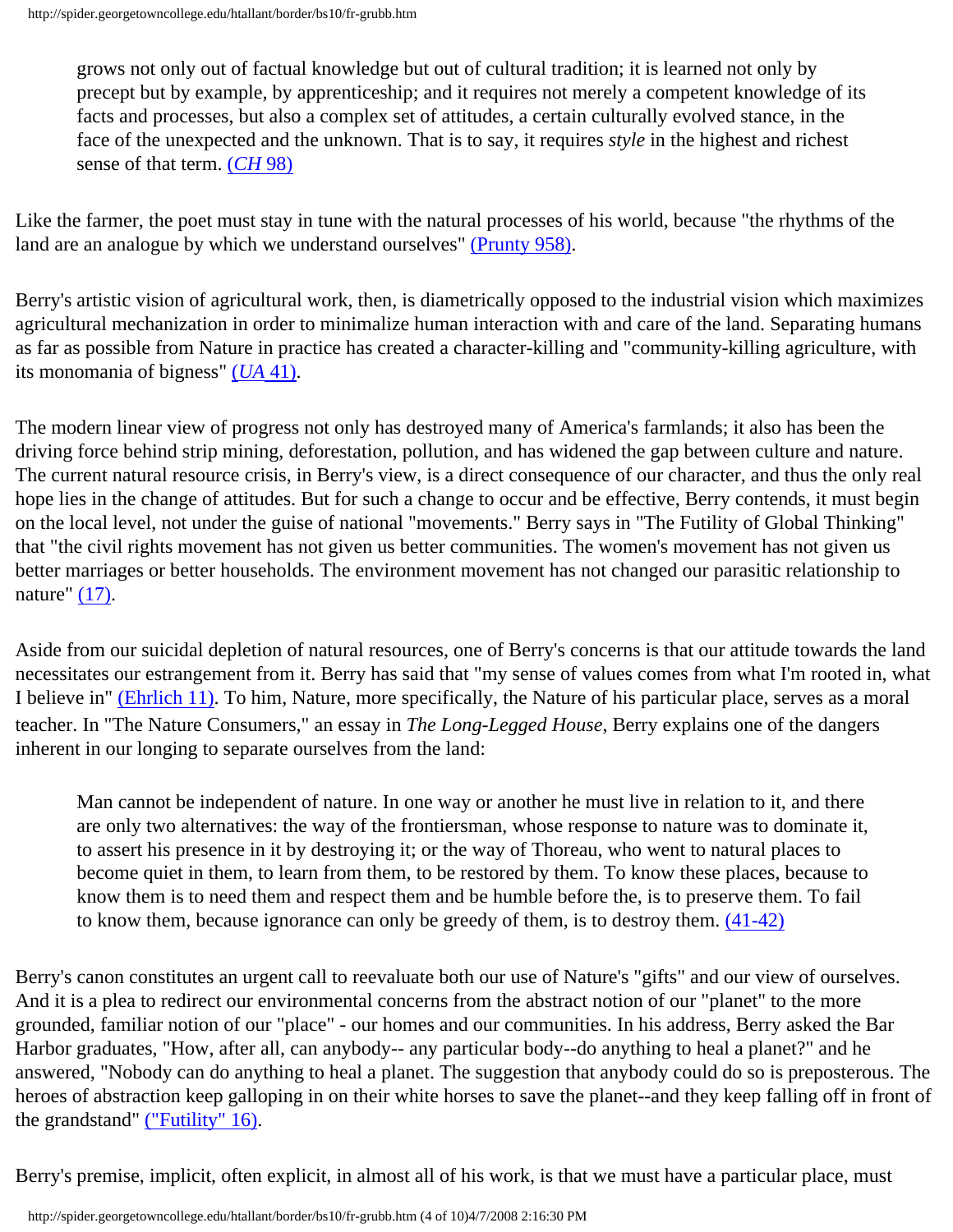> grows not only out of factual knowledge but out of cultural tradition; it is learned not only by precept but by example, by apprenticeship; and it requires not merely a competent knowledge of its facts and processes, but also a complex set of attitudes, a certain culturally evolved stance, in the face of the unexpected and the unknown. That is to say, it requires *style* in the highest and richest sense of that term. (*CH* 98)

Like the farmer, the poet must stay in tune with the natural processes of his world, because "the rhythms of the land are an analogue by which we understand ourselves" (Prunty 958).

Berry's artistic vision of agricultural work, then, is diametrically opposed to the industrial vision which maximizes agricultural mechanization in order to minimalize human interaction with and care of the land. Separating humans as far as possible from Nature in practice has created a character-killing and "community-killing agriculture, with its monomania of bigness" (*UA* 41).

The modern linear view of progress not only has destroyed many of America's farmlands; it also has been the driving force behind strip mining, deforestation, pollution, and has widened the gap between culture and nature. The current natural resource crisis, in Berry's view, is a direct consequence of our character, and thus the only real hope lies in the change of attitudes. But for such a change to occur and be effective, Berry contends, it must begin on the local level, not under the guise of national "movements." Berry says in "The Futility of Global Thinking" that "the civil rights movement has not given us better communities. The women's movement has not given us better marriages or better households. The environment movement has not changed our parasitic relationship to nature" (17).

Aside from our suicidal depletion of natural resources, one of Berry's concerns is that our attitude towards the land necessitates our estrangement from it. Berry has said that "my sense of values comes from what I'm rooted in, what I believe in" (Ehrlich 11). To him, Nature, more specifically, the Nature of his particular place, serves as a moral teacher. In "The Nature Consumers," an essay in *The Long-Legged House*, Berry explains one of the dangers inherent in our longing to separate ourselves from the land:

> Man cannot be independent of nature. In one way or another he must live in relation to it, and there are only two alternatives: the way of the frontiersman, whose response to nature was to dominate it, to assert his presence in it by destroying it; or the way of Thoreau, who went to natural places to become quiet in them, to learn from them, to be restored by them. To know these places, because to know them is to need them and respect them and be humble before the, is to preserve them. To fail to know them, because ignorance can only be greedy of them, is to destroy them. (41-42)

Berry's canon constitutes an urgent call to reevaluate both our use of Nature's "gifts" and our view of ourselves. And it is a plea to redirect our environmental concerns from the abstract notion of our "planet" to the more grounded, familiar notion of our "place" - our homes and our communities. In his address, Berry asked the Bar Harbor graduates, "How, after all, can anybody-- any particular body--do anything to heal a planet?" and he answered, "Nobody can do anything to heal a planet. The suggestion that anybody could do so is preposterous. The heroes of abstraction keep galloping in on their white horses to save the planet--and they keep falling off in front of the grandstand" ("Futility" 16).

Berry's premise, implicit, often explicit, in almost all of his work, is that we must have a particular place, must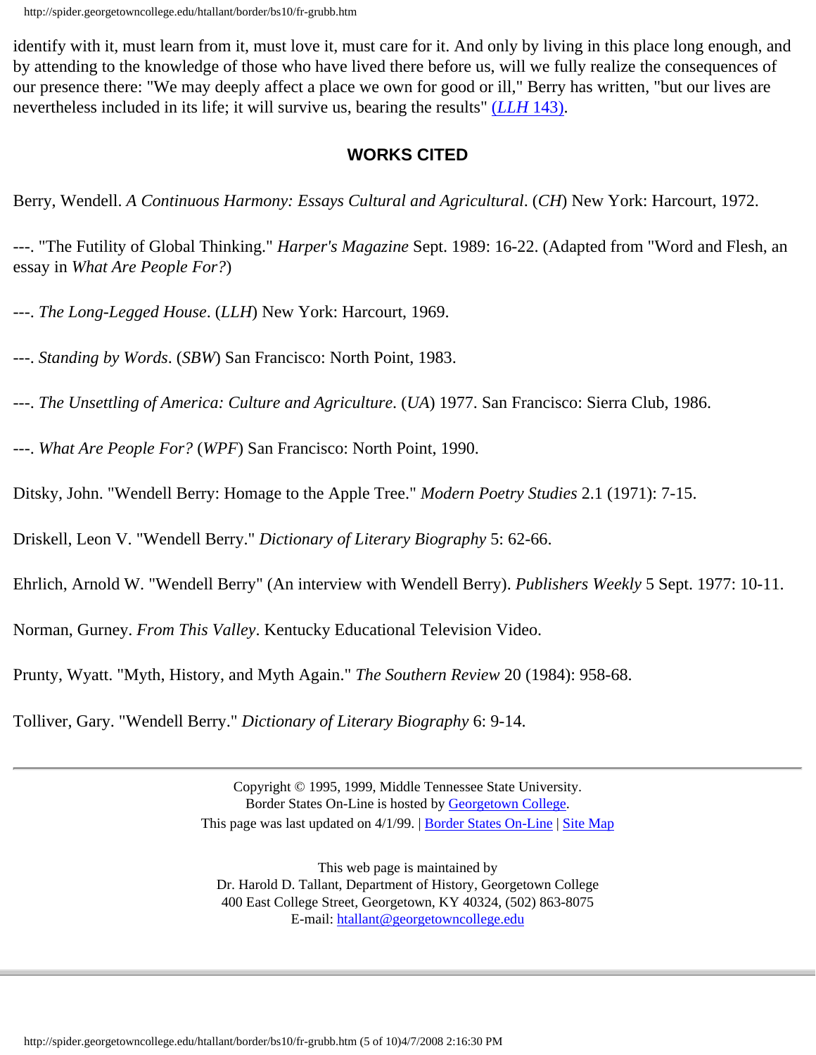identify with it, must learn from it, must love it, must care for it. And only by living in this place long enough, and by attending to the knowledge of those who have lived there before us, will we fully realize the consequences of our presence there: "We may deeply affect a place we own for good or ill," Berry has written, "but our lives are nevertheless included in its life; it will survive us, bearing the results" (*LLH* 143).

## WORKS CITED

Berry, Wendell. *A Continuous Harmony: Essays Cultural and Agricultural*. (*CH*) New York: Harcourt, 1972.

---. "The Futility of Global Thinking." *Harper's Magazine* Sept. 1989: 16-22. (Adapted from "Word and Flesh, an essay in *What Are People For?*)

---. *The Long-Legged House*. (*LLH*) New York: Harcourt, 1969.

---. *Standing by Words*. (*SBW*) San Francisco: North Point, 1983.

---. *The Unsettling of America: Culture and Agriculture*. (*UA*) 1977. San Francisco: Sierra Club, 1986.

---. *What Are People For?* (*WPF*) San Francisco: North Point, 1990.

Ditsky, John. "Wendell Berry: Homage to the Apple Tree." *Modern Poetry Studies* 2.1 (1971): 7-15.

Driskell, Leon V. "Wendell Berry." *Dictionary of Literary Biography* 5: 62-66.

Ehrlich, Arnold W. "Wendell Berry" (An interview with Wendell Berry). *Publishers Weekly* 5 Sept. 1977: 10-11.

Norman, Gurney. *From This Valley*. Kentucky Educational Television Video.

Prunty, Wyatt. "Myth, History, and Myth Again." *The Southern Review* 20 (1984): 958-68.

Tolliver, Gary. "Wendell Berry." *Dictionary of Literary Biography* 6: 9-14.

---

Copyright © 1995, 1999, Middle Tennessee State University.
Border States On-Line is hosted by Georgetown College.
This page was last updated on 4/1/99. | Border States On-Line | Site Map

This web page is maintained by
Dr. Harold D. Tallant, Department of History, Georgetown College
400 East College Street, Georgetown, KY 40324, (502) 863-8075
E-mail: htallant@georgetowncollege.edu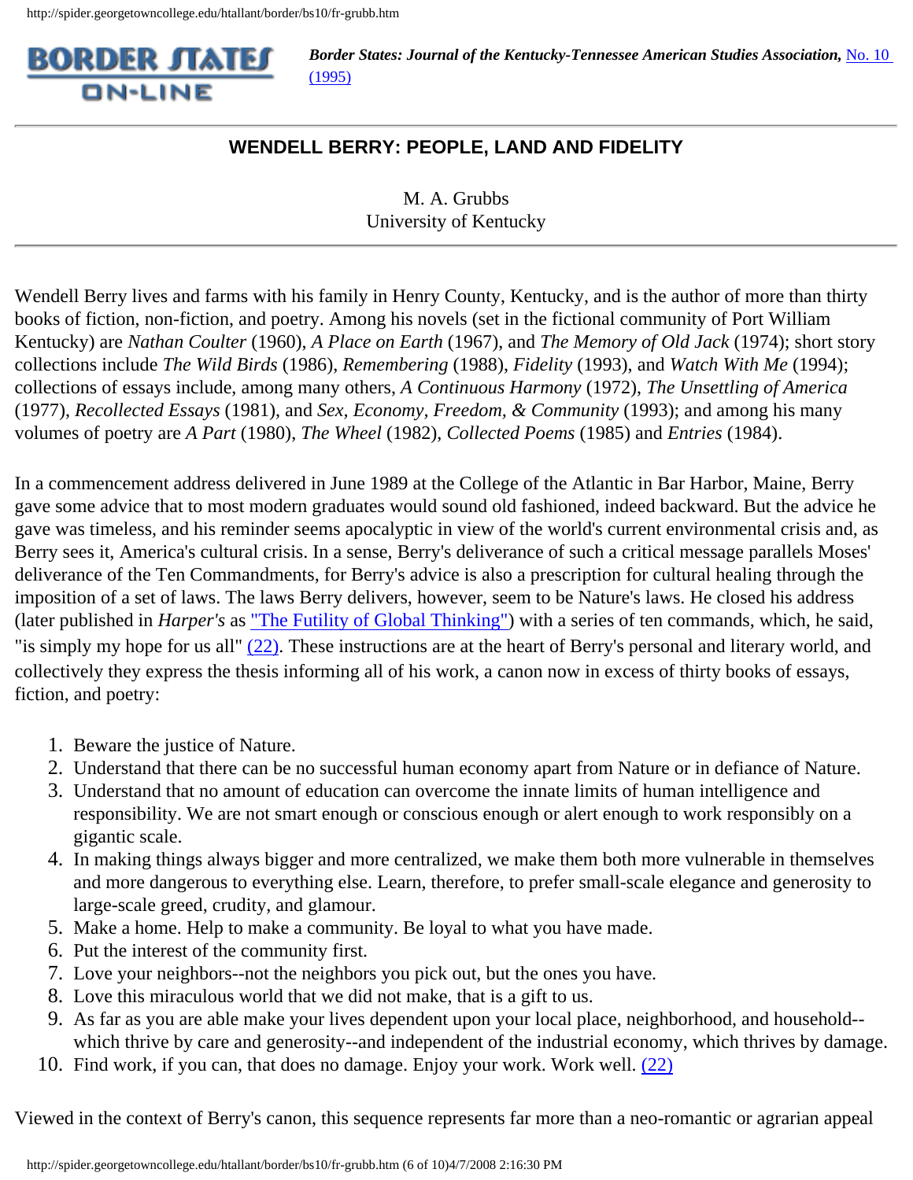**Border States: Journal of the Kentucky-Tennessee American Studies Association,** No. 10 (1995)

## WENDELL BERRY: PEOPLE, LAND AND FIDELITY

M. A. Grubbs
University of Kentucky

Wendell Berry lives and farms with his family in Henry County, Kentucky, and is the author of more than thirty books of fiction, non-fiction, and poetry. Among his novels (set in the fictional community of Port William Kentucky) are *Nathan Coulter* (1960), *A Place on Earth* (1967), and *The Memory of Old Jack* (1974); short story collections include *The Wild Birds* (1986), *Remembering* (1988), *Fidelity* (1993), and *Watch With Me* (1994); collections of essays include, among many others, *A Continuous Harmony* (1972), *The Unsettling of America* (1977), *Recollected Essays* (1981), and *Sex, Economy, Freedom, & Community* (1993); and among his many volumes of poetry are *A Part* (1980), *The Wheel* (1982), *Collected Poems* (1985) and *Entries* (1984).

In a commencement address delivered in June 1989 at the College of the Atlantic in Bar Harbor, Maine, Berry gave some advice that to most modern graduates would sound old fashioned, indeed backward. But the advice he gave was timeless, and his reminder seems apocalyptic in view of the world's current environmental crisis and, as Berry sees it, America's cultural crisis. In a sense, Berry's deliverance of such a critical message parallels Moses' deliverance of the Ten Commandments, for Berry's advice is also a prescription for cultural healing through the imposition of a set of laws. The laws Berry delivers, however, seem to be Nature's laws. He closed his address (later published in *Harper's* as "The Futility of Global Thinking") with a series of ten commands, which, he said, "is simply my hope for us all" (22). These instructions are at the heart of Berry's personal and literary world, and collectively they express the thesis informing all of his work, a canon now in excess of thirty books of essays, fiction, and poetry:

1. Beware the justice of Nature.
2. Understand that there can be no successful human economy apart from Nature or in defiance of Nature.
3. Understand that no amount of education can overcome the innate limits of human intelligence and responsibility. We are not smart enough or conscious enough or alert enough to work responsibly on a gigantic scale.
4. In making things always bigger and more centralized, we make them both more vulnerable in themselves and more dangerous to everything else. Learn, therefore, to prefer small-scale elegance and generosity to large-scale greed, crudity, and glamour.
5. Make a home. Help to make a community. Be loyal to what you have made.
6. Put the interest of the community first.
7. Love your neighbors--not the neighbors you pick out, but the ones you have.
8. Love this miraculous world that we did not make, that is a gift to us.
9. As far as you are able make your lives dependent upon your local place, neighborhood, and household--which thrive by care and generosity--and independent of the industrial economy, which thrives by damage.
10. Find work, if you can, that does no damage. Enjoy your work. Work well. (22)

Viewed in the context of Berry's canon, this sequence represents far more than a neo-romantic or agrarian appeal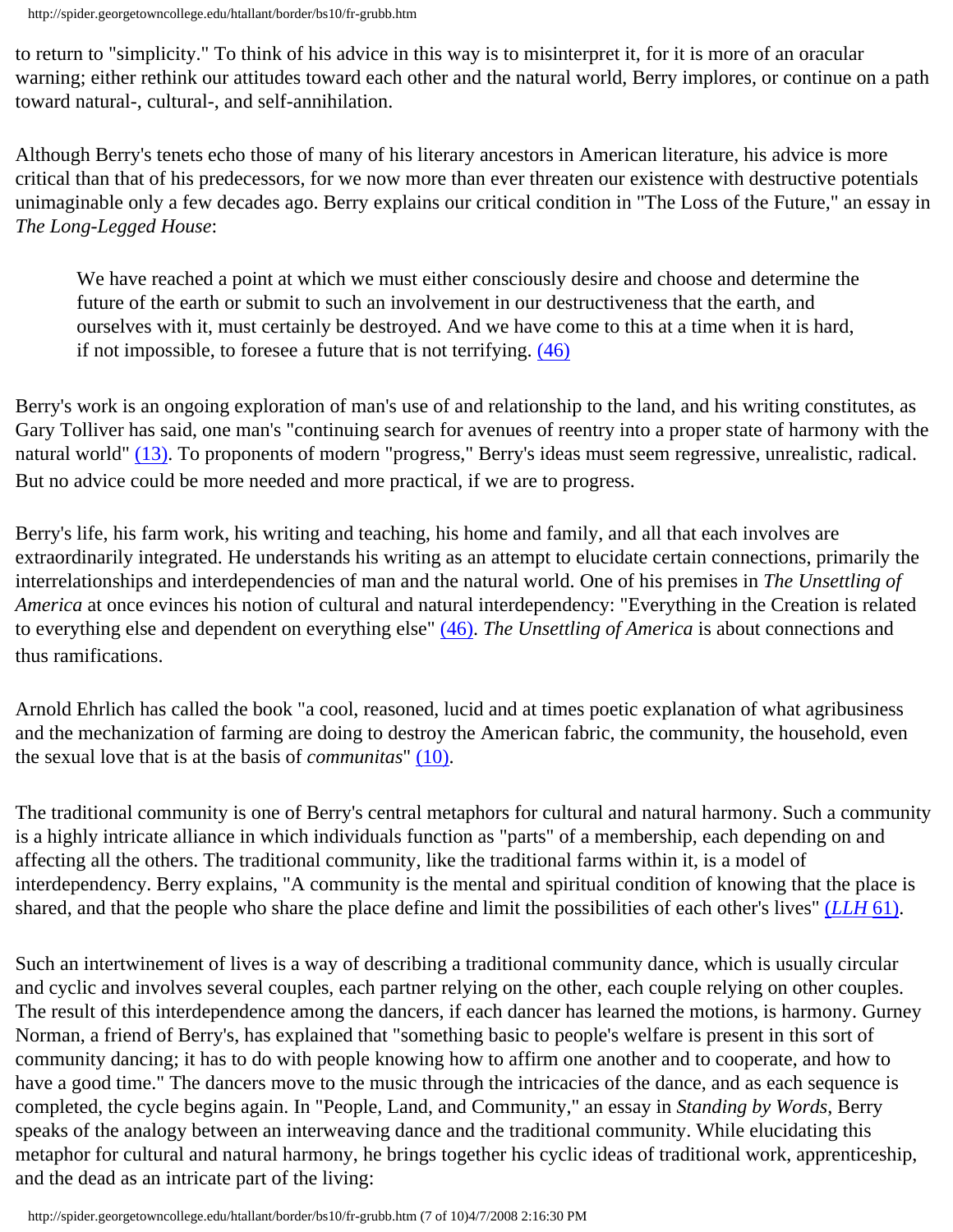to return to "simplicity." To think of his advice in this way is to misinterpret it, for it is more of an oracular warning; either rethink our attitudes toward each other and the natural world, Berry implores, or continue on a path toward natural-, cultural-, and self-annihilation.

Although Berry's tenets echo those of many of his literary ancestors in American literature, his advice is more critical than that of his predecessors, for we now more than ever threaten our existence with destructive potentials unimaginable only a few decades ago. Berry explains our critical condition in "The Loss of the Future," an essay in *The Long-Legged House*:

> We have reached a point at which we must either consciously desire and choose and determine the future of the earth or submit to such an involvement in our destructiveness that the earth, and ourselves with it, must certainly be destroyed. And we have come to this at a time when it is hard, if not impossible, to foresee a future that is not terrifying. (46)

Berry's work is an ongoing exploration of man's use of and relationship to the land, and his writing constitutes, as Gary Tolliver has said, one man's "continuing search for avenues of reentry into a proper state of harmony with the natural world" (13). To proponents of modern "progress," Berry's ideas must seem regressive, unrealistic, radical. But no advice could be more needed and more practical, if we are to progress.

Berry's life, his farm work, his writing and teaching, his home and family, and all that each involves are extraordinarily integrated. He understands his writing as an attempt to elucidate certain connections, primarily the interrelationships and interdependencies of man and the natural world. One of his premises in *The Unsettling of America* at once evinces his notion of cultural and natural interdependency: "Everything in the Creation is related to everything else and dependent on everything else" (46). *The Unsettling of America* is about connections and thus ramifications.

Arnold Ehrlich has called the book "a cool, reasoned, lucid and at times poetic explanation of what agribusiness and the mechanization of farming are doing to destroy the American fabric, the community, the household, even the sexual love that is at the basis of *communitas*" (10).

The traditional community is one of Berry's central metaphors for cultural and natural harmony. Such a community is a highly intricate alliance in which individuals function as "parts" of a membership, each depending on and affecting all the others. The traditional community, like the traditional farms within it, is a model of interdependency. Berry explains, "A community is the mental and spiritual condition of knowing that the place is shared, and that the people who share the place define and limit the possibilities of each other's lives" (*LLH* 61).

Such an intertwinement of lives is a way of describing a traditional community dance, which is usually circular and cyclic and involves several couples, each partner relying on the other, each couple relying on other couples. The result of this interdependence among the dancers, if each dancer has learned the motions, is harmony. Gurney Norman, a friend of Berry's, has explained that "something basic to people's welfare is present in this sort of community dancing; it has to do with people knowing how to affirm one another and to cooperate, and how to have a good time." The dancers move to the music through the intricacies of the dance, and as each sequence is completed, the cycle begins again. In "People, Land, and Community," an essay in *Standing by Words*, Berry speaks of the analogy between an interweaving dance and the traditional community. While elucidating this metaphor for cultural and natural harmony, he brings together his cyclic ideas of traditional work, apprenticeship, and the dead as an intricate part of the living: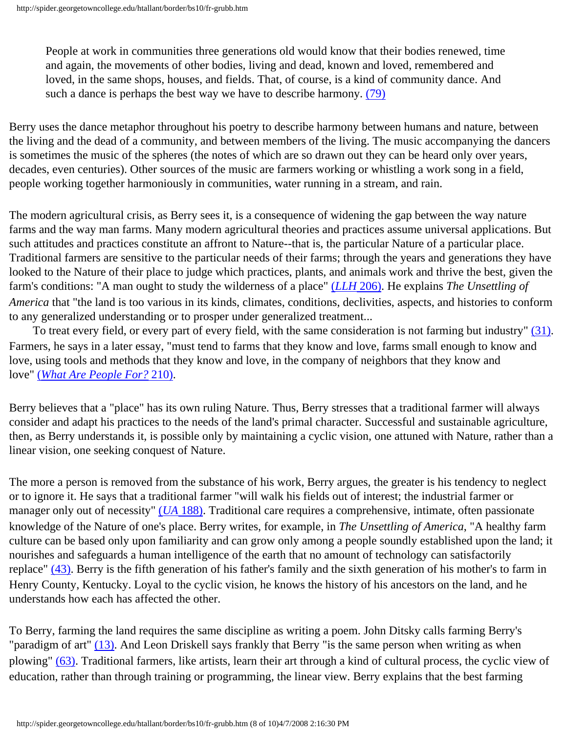> People at work in communities three generations old would know that their bodies renewed, time and again, the movements of other bodies, living and dead, known and loved, remembered and loved, in the same shops, houses, and fields. That, of course, is a kind of community dance. And such a dance is perhaps the best way we have to describe harmony. (79)

Berry uses the dance metaphor throughout his poetry to describe harmony between humans and nature, between the living and the dead of a community, and between members of the living. The music accompanying the dancers is sometimes the music of the spheres (the notes of which are so drawn out they can be heard only over years, decades, even centuries). Other sources of the music are farmers working or whistling a work song in a field, people working together harmoniously in communities, water running in a stream, and rain.

The modern agricultural crisis, as Berry sees it, is a consequence of widening the gap between the way nature farms and the way man farms. Many modern agricultural theories and practices assume universal applications. But such attitudes and practices constitute an affront to Nature--that is, the particular Nature of a particular place. Traditional farmers are sensitive to the particular needs of their farms; through the years and generations they have looked to the Nature of their place to judge which practices, plants, and animals work and thrive the best, given the farm's conditions: "A man ought to study the wilderness of a place" (*LLH* 206). He explains *The Unsettling of America* that "the land is too various in its kinds, climates, conditions, declivities, aspects, and histories to conform to any generalized understanding or to prosper under generalized treatment...

To treat every field, or every part of every field, with the same consideration is not farming but industry" (31). Farmers, he says in a later essay, "must tend to farms that they know and love, farms small enough to know and love, using tools and methods that they know and love, in the company of neighbors that they know and love" (*What Are People For?* 210).

Berry believes that a "place" has its own ruling Nature. Thus, Berry stresses that a traditional farmer will always consider and adapt his practices to the needs of the land's primal character. Successful and sustainable agriculture, then, as Berry understands it, is possible only by maintaining a cyclic vision, one attuned with Nature, rather than a linear vision, one seeking conquest of Nature.

The more a person is removed from the substance of his work, Berry argues, the greater is his tendency to neglect or to ignore it. He says that a traditional farmer "will walk his fields out of interest; the industrial farmer or manager only out of necessity" (*UA* 188). Traditional care requires a comprehensive, intimate, often passionate knowledge of the Nature of one's place. Berry writes, for example, in *The Unsettling of America*, "A healthy farm culture can be based only upon familiarity and can grow only among a people soundly established upon the land; it nourishes and safeguards a human intelligence of the earth that no amount of technology can satisfactorily replace" (43). Berry is the fifth generation of his father's family and the sixth generation of his mother's to farm in Henry County, Kentucky. Loyal to the cyclic vision, he knows the history of his ancestors on the land, and he understands how each has affected the other.

To Berry, farming the land requires the same discipline as writing a poem. John Ditsky calls farming Berry's "paradigm of art" (13). And Leon Driskell says frankly that Berry "is the same person when writing as when plowing" (63). Traditional farmers, like artists, learn their art through a kind of cultural process, the cyclic view of education, rather than through training or programming, the linear view. Berry explains that the best farming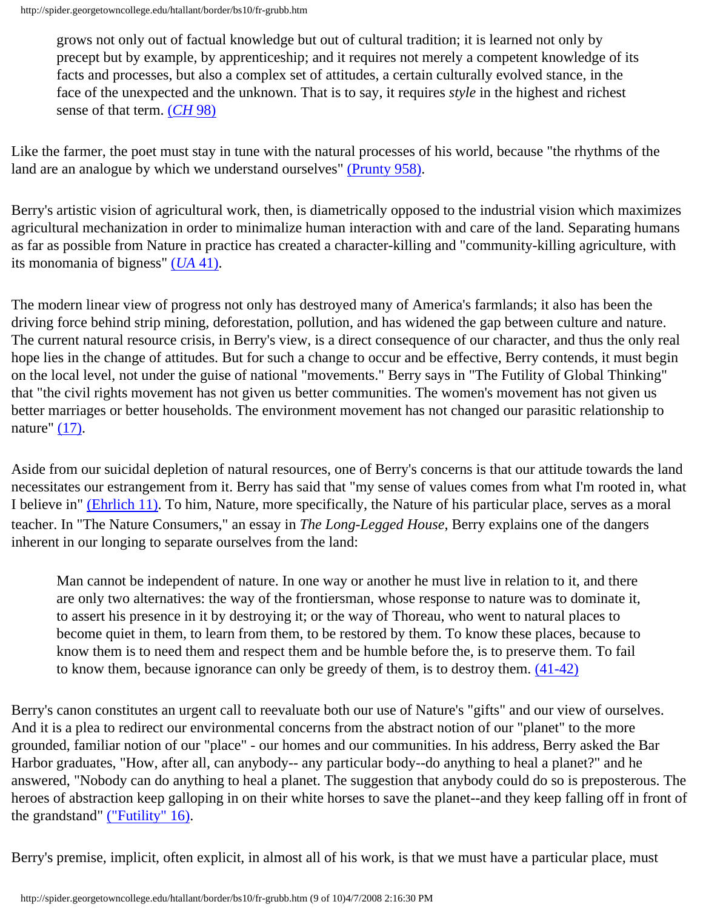> grows not only out of factual knowledge but out of cultural tradition; it is learned not only by precept but by example, by apprenticeship; and it requires not merely a competent knowledge of its facts and processes, but also a complex set of attitudes, a certain culturally evolved stance, in the face of the unexpected and the unknown. That is to say, it requires *style* in the highest and richest sense of that term. (*CH* 98)

Like the farmer, the poet must stay in tune with the natural processes of his world, because "the rhythms of the land are an analogue by which we understand ourselves" (Prunty 958).

Berry's artistic vision of agricultural work, then, is diametrically opposed to the industrial vision which maximizes agricultural mechanization in order to minimalize human interaction with and care of the land. Separating humans as far as possible from Nature in practice has created a character-killing and "community-killing agriculture, with its monomania of bigness" (*UA* 41).

The modern linear view of progress not only has destroyed many of America's farmlands; it also has been the driving force behind strip mining, deforestation, pollution, and has widened the gap between culture and nature. The current natural resource crisis, in Berry's view, is a direct consequence of our character, and thus the only real hope lies in the change of attitudes. But for such a change to occur and be effective, Berry contends, it must begin on the local level, not under the guise of national "movements." Berry says in "The Futility of Global Thinking" that "the civil rights movement has not given us better communities. The women's movement has not given us better marriages or better households. The environment movement has not changed our parasitic relationship to nature" (17).

Aside from our suicidal depletion of natural resources, one of Berry's concerns is that our attitude towards the land necessitates our estrangement from it. Berry has said that "my sense of values comes from what I'm rooted in, what I believe in" (Ehrlich 11). To him, Nature, more specifically, the Nature of his particular place, serves as a moral teacher. In "The Nature Consumers," an essay in *The Long-Legged House*, Berry explains one of the dangers inherent in our longing to separate ourselves from the land:

> Man cannot be independent of nature. In one way or another he must live in relation to it, and there are only two alternatives: the way of the frontiersman, whose response to nature was to dominate it, to assert his presence in it by destroying it; or the way of Thoreau, who went to natural places to become quiet in them, to learn from them, to be restored by them. To know these places, because to know them is to need them and respect them and be humble before the, is to preserve them. To fail to know them, because ignorance can only be greedy of them, is to destroy them. (41-42)

Berry's canon constitutes an urgent call to reevaluate both our use of Nature's "gifts" and our view of ourselves. And it is a plea to redirect our environmental concerns from the abstract notion of our "planet" to the more grounded, familiar notion of our "place" - our homes and our communities. In his address, Berry asked the Bar Harbor graduates, "How, after all, can anybody-- any particular body--do anything to heal a planet?" and he answered, "Nobody can do anything to heal a planet. The suggestion that anybody could do so is preposterous. The heroes of abstraction keep galloping in on their white horses to save the planet--and they keep falling off in front of the grandstand" ("Futility" 16).

Berry's premise, implicit, often explicit, in almost all of his work, is that we must have a particular place, must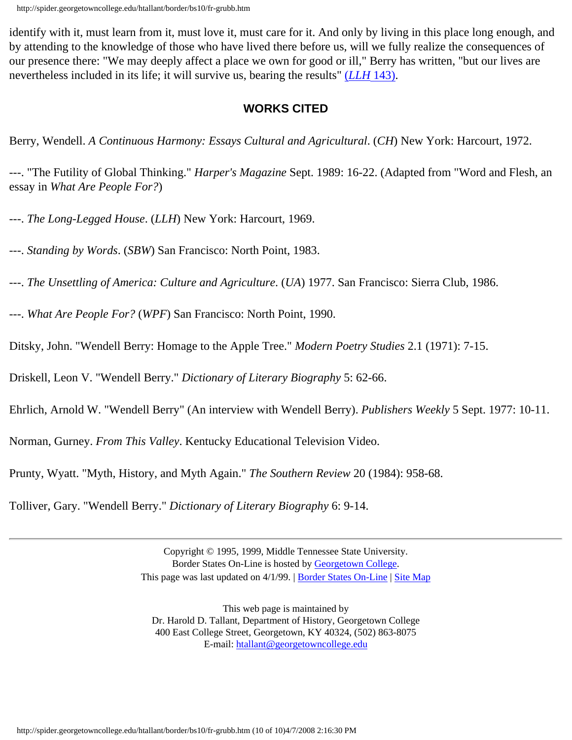identify with it, must learn from it, must love it, must care for it. And only by living in this place long enough, and by attending to the knowledge of those who have lived there before us, will we fully realize the consequences of our presence there: "We may deeply affect a place we own for good or ill," Berry has written, "but our lives are nevertheless included in its life; it will survive us, bearing the results" (*LLH* 143).

## WORKS CITED

Berry, Wendell. *A Continuous Harmony: Essays Cultural and Agricultural*. (*CH*) New York: Harcourt, 1972.

---. "The Futility of Global Thinking." *Harper's Magazine* Sept. 1989: 16-22. (Adapted from "Word and Flesh, an essay in *What Are People For?*)

---. *The Long-Legged House*. (*LLH*) New York: Harcourt, 1969.

---. *Standing by Words*. (*SBW*) San Francisco: North Point, 1983.

---. *The Unsettling of America: Culture and Agriculture*. (*UA*) 1977. San Francisco: Sierra Club, 1986.

---. *What Are People For?* (*WPF*) San Francisco: North Point, 1990.

Ditsky, John. "Wendell Berry: Homage to the Apple Tree." *Modern Poetry Studies* 2.1 (1971): 7-15.

Driskell, Leon V. "Wendell Berry." *Dictionary of Literary Biography* 5: 62-66.

Ehrlich, Arnold W. "Wendell Berry" (An interview with Wendell Berry). *Publishers Weekly* 5 Sept. 1977: 10-11.

Norman, Gurney. *From This Valley*. Kentucky Educational Television Video.

Prunty, Wyatt. "Myth, History, and Myth Again." *The Southern Review* 20 (1984): 958-68.

Tolliver, Gary. "Wendell Berry." *Dictionary of Literary Biography* 6: 9-14.

---

Copyright © 1995, 1999, Middle Tennessee State University.
Border States On-Line is hosted by Georgetown College.
This page was last updated on 4/1/99. | Border States On-Line | Site Map

This web page is maintained by
Dr. Harold D. Tallant, Department of History, Georgetown College
400 East College Street, Georgetown, KY 40324, (502) 863-8075
E-mail: htallant@georgetowncollege.edu